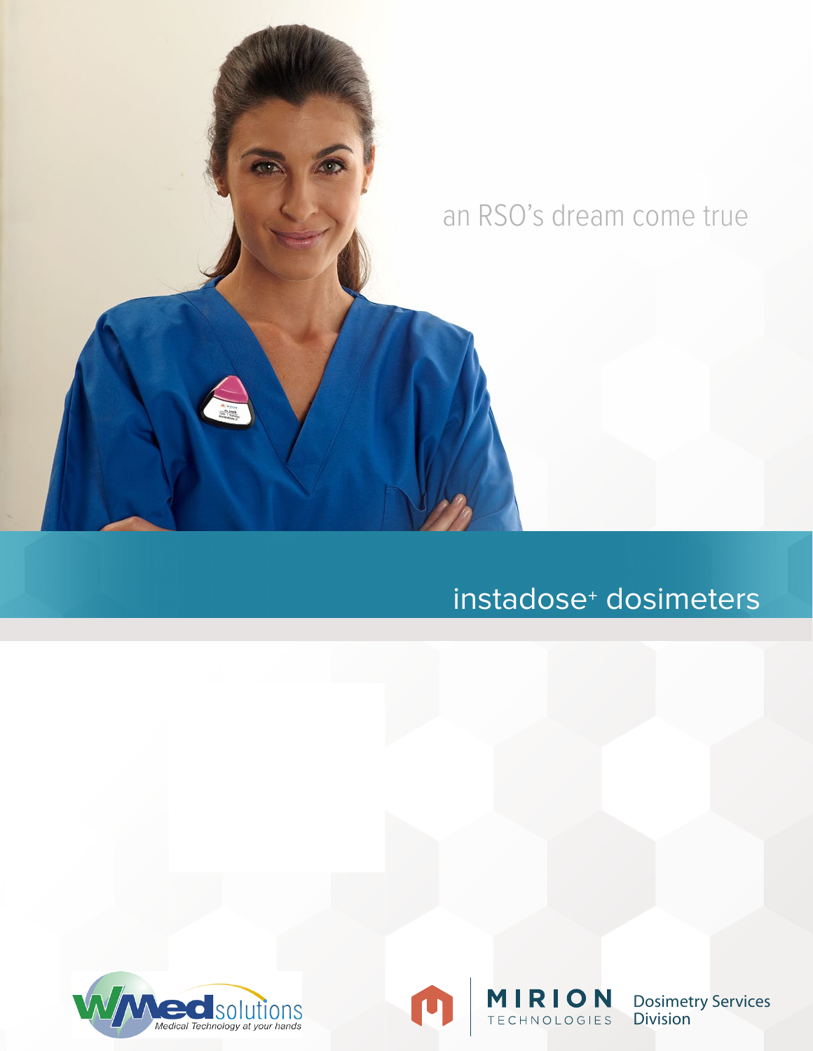an RSO's dream come true

# instadose+ dosimeters

WMed solutions
Medical Technology at your hands

MIRION TECHNOLOGIES Dosimetry Services Division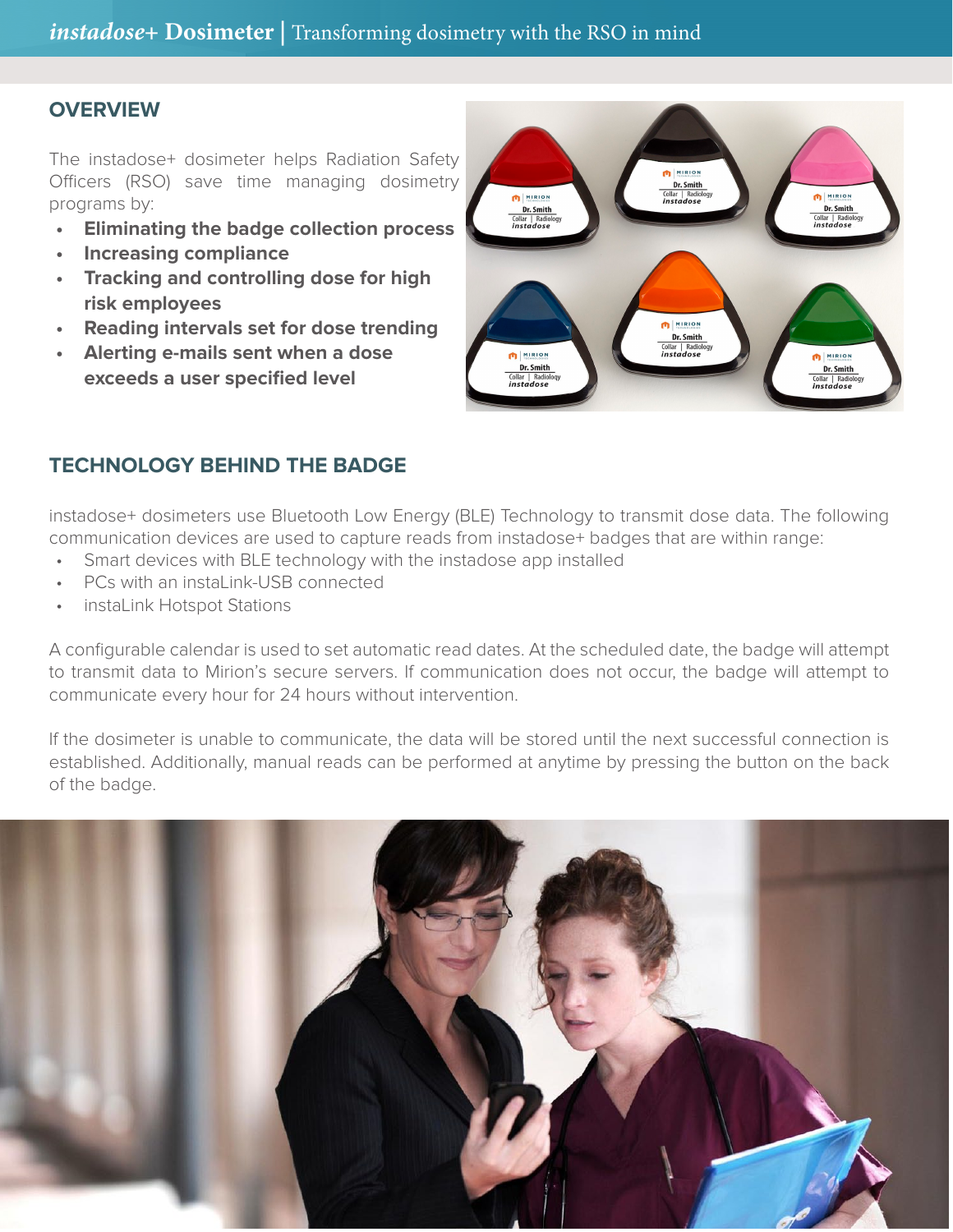## OVERVIEW

The instadose+ dosimeter helps Radiation Safety Officers (RSO) save time managing dosimetry programs by:

- **Eliminating the badge collection process**
- **Increasing compliance**
- **Tracking and controlling dose for high risk employees**
- **Reading intervals set for dose trending**
- **Alerting e-mails sent when a dose exceeds a user specified level**

## TECHNOLOGY BEHIND THE BADGE

instadose+ dosimeters use Bluetooth Low Energy (BLE) Technology to transmit dose data. The following communication devices are used to capture reads from instadose+ badges that are within range:

- Smart devices with BLE technology with the instadose app installed
- PCs with an instaLink-USB connected
- instaLink Hotspot Stations

A configurable calendar is used to set automatic read dates. At the scheduled date, the badge will attempt to transmit data to Mirion's secure servers. If communication does not occur, the badge will attempt to communicate every hour for 24 hours without intervention.

If the dosimeter is unable to communicate, the data will be stored until the next successful connection is established. Additionally, manual reads can be performed at anytime by pressing the button on the back of the badge.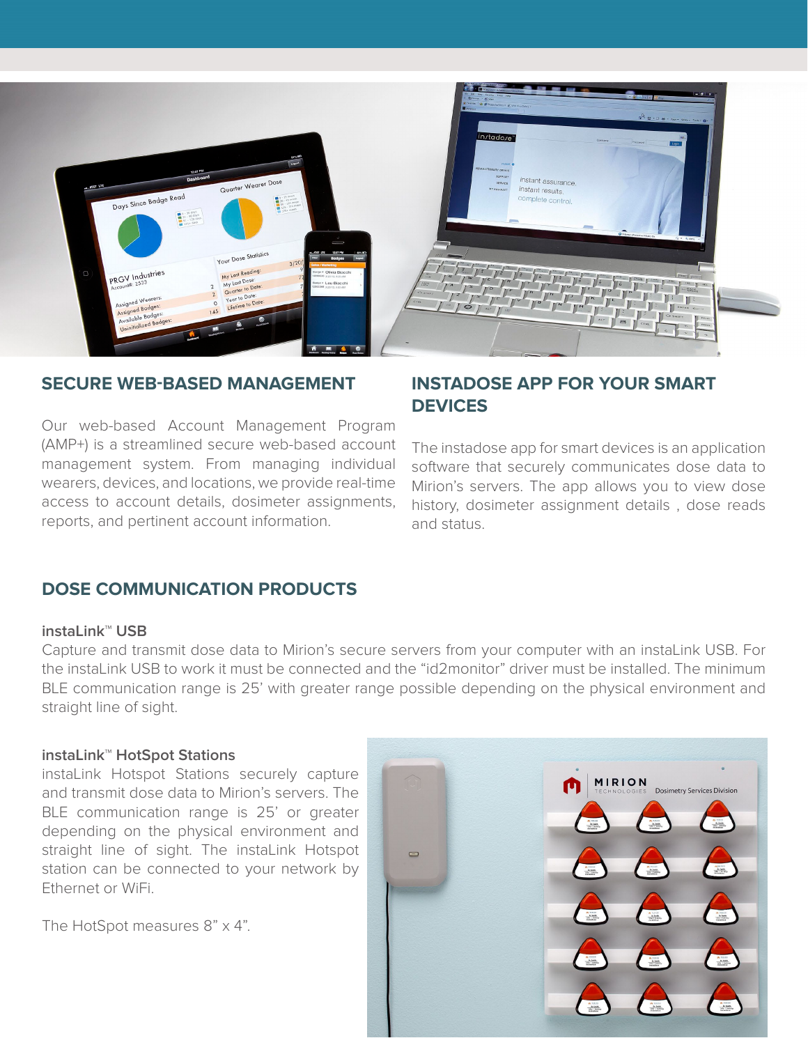## SECURE WEB-BASED MANAGEMENT

Our web-based Account Management Program (AMP+) is a streamlined secure web-based account management system. From managing individual wearers, devices, and locations, we provide real-time access to account details, dosimeter assignments, reports, and pertinent account information.

## INSTADOSE APP FOR YOUR SMART DEVICES

The instadose app for smart devices is an application software that securely communicates dose data to Mirion's servers. The app allows you to view dose history, dosimeter assignment details , dose reads and status.

## DOSE COMMUNICATION PRODUCTS

### instaLink™ USB

Capture and transmit dose data to Mirion's secure servers from your computer with an instaLink USB. For the instaLink USB to work it must be connected and the "id2monitor" driver must be installed. The minimum BLE communication range is 25' with greater range possible depending on the physical environment and straight line of sight.

### instaLink™ HotSpot Stations

instaLink Hotspot Stations securely capture and transmit dose data to Mirion's servers. The BLE communication range is 25' or greater depending on the physical environment and straight line of sight. The instaLink Hotspot station can be connected to your network by Ethernet or WiFi.

The HotSpot measures 8" x 4".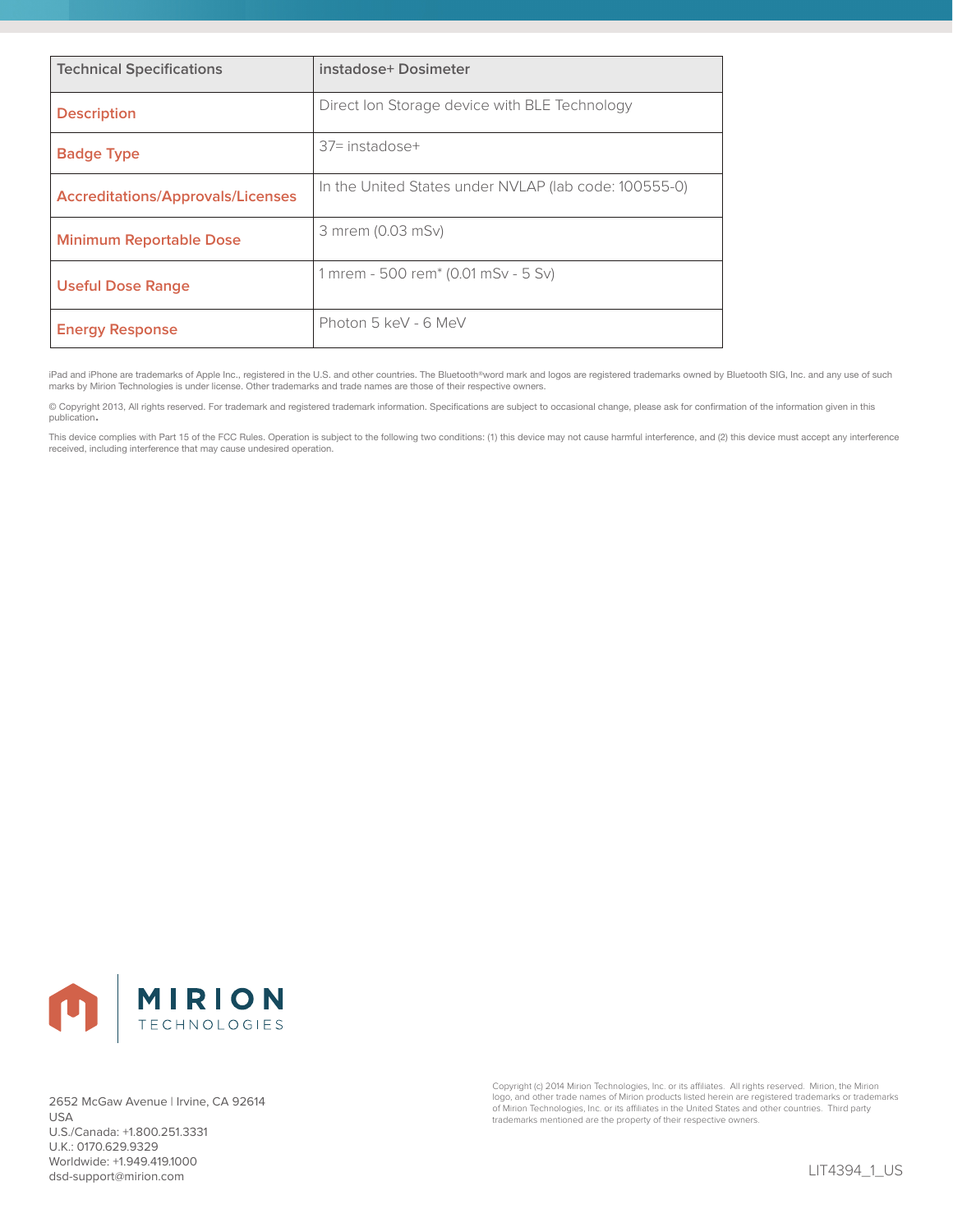| Technical Specifications | instadose+ Dosimeter |
| --- | --- |
| Description | Direct Ion Storage device with BLE Technology |
| Badge Type | 37= instadose+ |
| Accreditations/Approvals/Licenses | In the United States under NVLAP (lab code: 100555-0) |
| Minimum Reportable Dose | 3 mrem (0.03 mSv) |
| Useful Dose Range | 1 mrem - 500 rem* (0.01 mSv - 5 Sv) |
| Energy Response | Photon 5 keV - 6 MeV |

iPad and iPhone are trademarks of Apple Inc., registered in the U.S. and other countries. The Bluetooth® word mark and logos are registered trademarks owned by Bluetooth SIG, Inc. and any use of such marks by Mirion Technologies is under license. Other trademarks and trade names are those of their respective owners.

© Copyright 2013, All rights reserved. For trademark and registered trademark information. Specifications are subject to occasional change, please ask for confirmation of the information given in this publication.

This device complies with Part 15 of the FCC Rules. Operation is subject to the following two conditions: (1) this device may not cause harmful interference, and (2) this device must accept any interference received, including interference that may cause undesired operation.

MIRION TECHNOLOGIES

2652 McGaw Avenue | Irvine, CA 92614
USA
U.S./Canada: +1.800.251.3331
U.K.: 0170.629.9329
Worldwide: +1.949.419.1000
dsd-support@mirion.com

Copyright (c) 2014 Mirion Technologies, Inc. or its affiliates. All rights reserved. Mirion, the Mirion logo, and other trade names of Mirion products listed herein are registered trademarks or trademarks of Mirion Technologies, Inc. or its affiliates in the United States and other countries. Third party trademarks mentioned are the property of their respective owners.

LIT4394_1_US